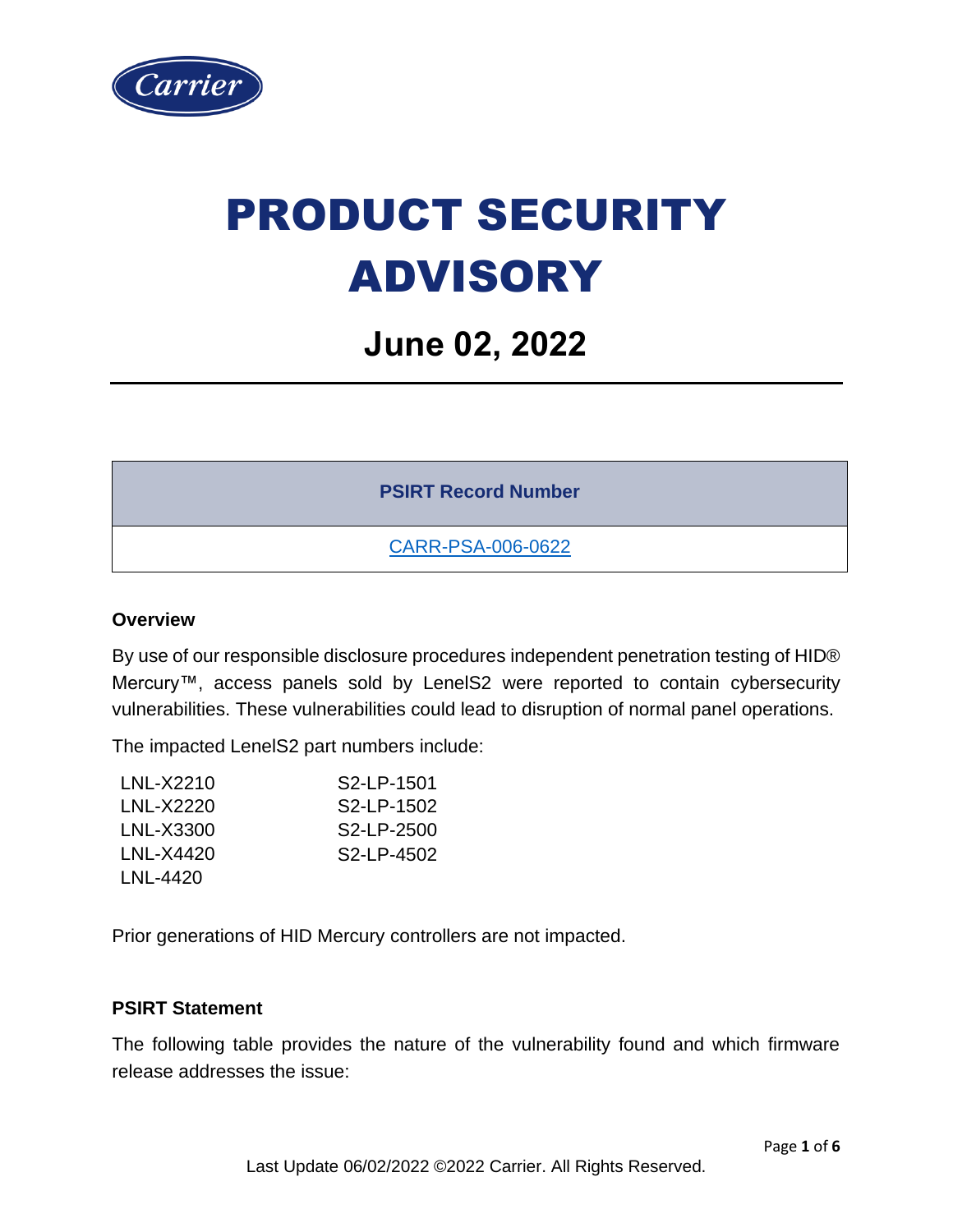# PRODUCT SECURITY ADVISORY

## June 02, 2022

| PSIRT Record Number |
| --- |
| CARR-PSA-006-0622 |

**Overview**

By use of our responsible disclosure procedures independent penetration testing of HID® Mercury™, access panels sold by LenelS2 were reported to contain cybersecurity vulnerabilities. These vulnerabilities could lead to disruption of normal panel operations.

The impacted LenelS2 part numbers include:

- LNL-X2210
- LNL-X2220
- LNL-X3300
- LNL-X4420
- LNL-4420
- S2-LP-1501
- S2-LP-1502
- S2-LP-2500
- S2-LP-4502

Prior generations of HID Mercury controllers are not impacted.

**PSIRT Statement**

The following table provides the nature of the vulnerability found and which firmware release addresses the issue: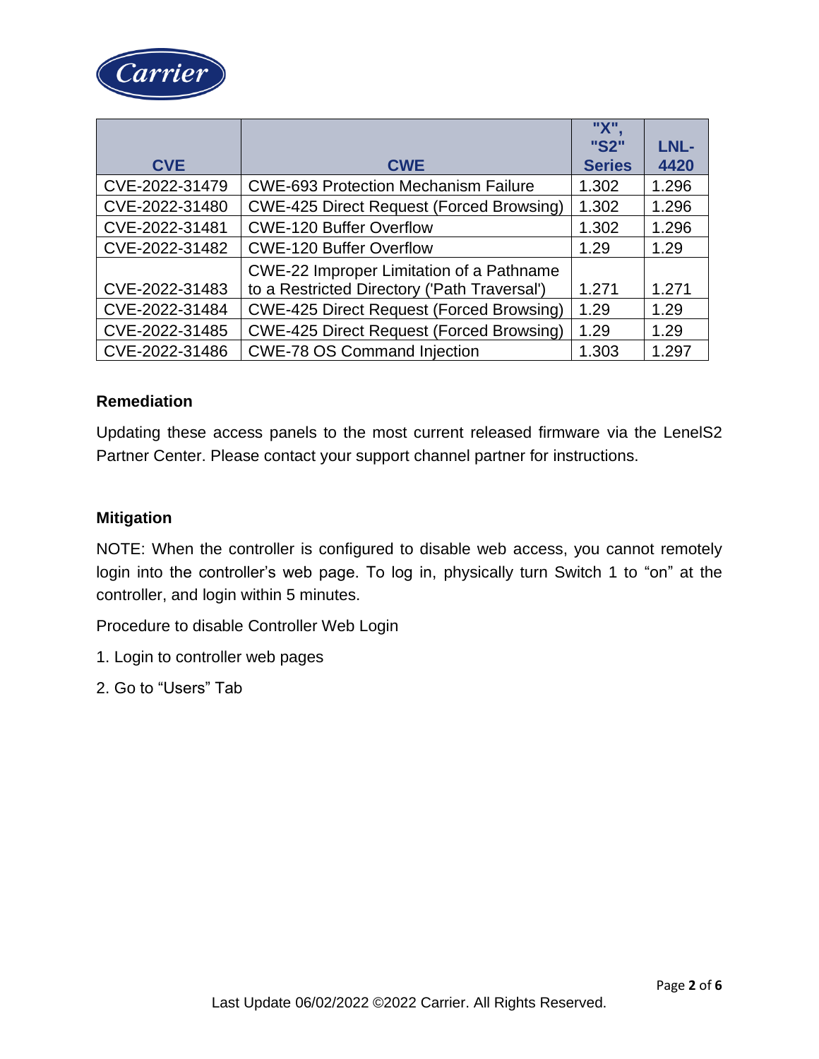| CVE | CWE | "X", "S2" Series | LNL-4420 |
|---|---|---|---|
| CVE-2022-31479 | CWE-693 Protection Mechanism Failure | 1.302 | 1.296 |
| CVE-2022-31480 | CWE-425 Direct Request (Forced Browsing) | 1.302 | 1.296 |
| CVE-2022-31481 | CWE-120 Buffer Overflow | 1.302 | 1.296 |
| CVE-2022-31482 | CWE-120 Buffer Overflow | 1.29 | 1.29 |
| CVE-2022-31483 | CWE-22 Improper Limitation of a Pathname to a Restricted Directory ('Path Traversal') | 1.271 | 1.271 |
| CVE-2022-31484 | CWE-425 Direct Request (Forced Browsing) | 1.29 | 1.29 |
| CVE-2022-31485 | CWE-425 Direct Request (Forced Browsing) | 1.29 | 1.29 |
| CVE-2022-31486 | CWE-78 OS Command Injection | 1.303 | 1.297 |

**Remediation**

Updating these access panels to the most current released firmware via the LenelS2 Partner Center. Please contact your support channel partner for instructions.

**Mitigation**

NOTE: When the controller is configured to disable web access, you cannot remotely login into the controller's web page. To log in, physically turn Switch 1 to "on" at the controller, and login within 5 minutes.

Procedure to disable Controller Web Login

1. Login to controller web pages
2. Go to "Users" Tab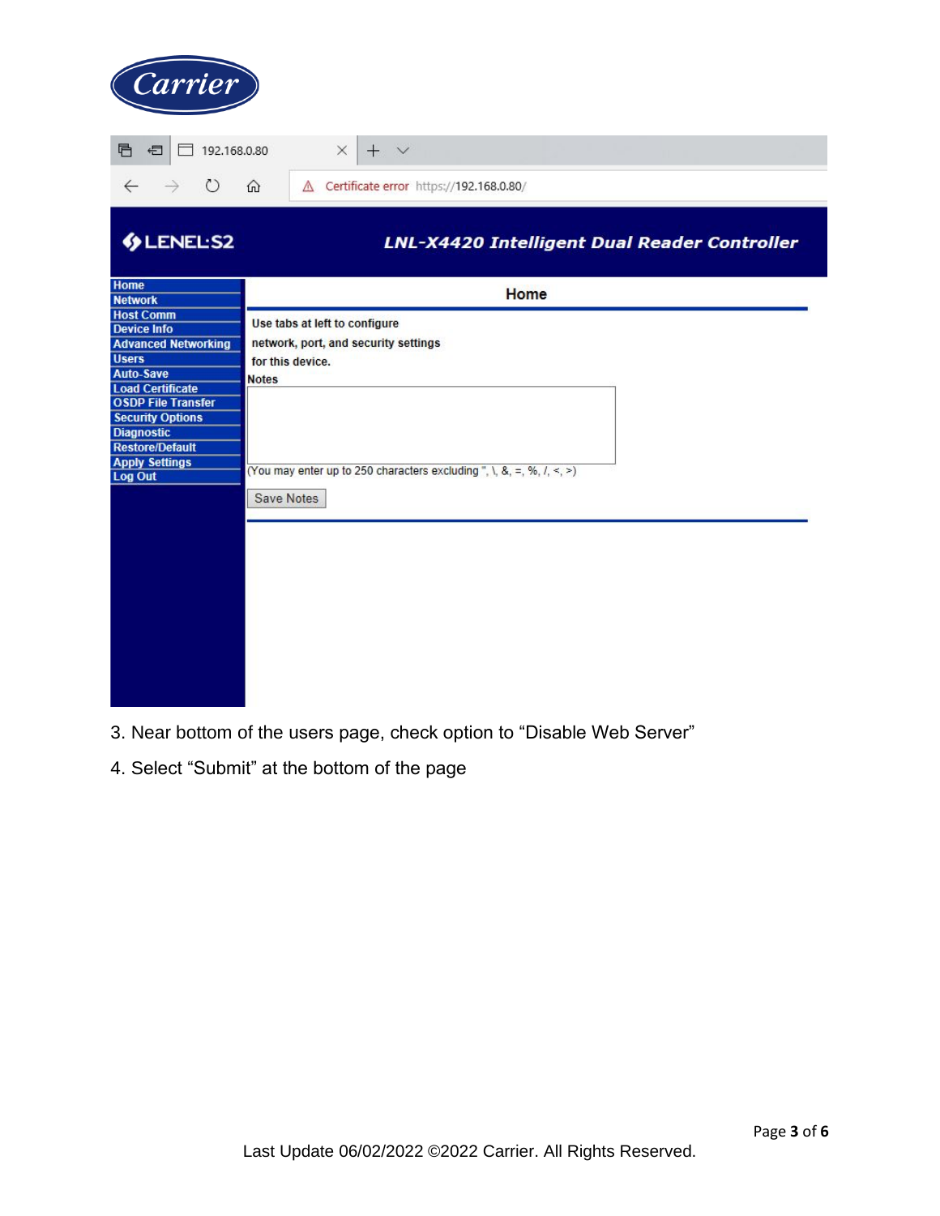3. Near bottom of the users page, check option to "Disable Web Server"
4. Select "Submit" at the bottom of the page

Last Update 06/02/2022 ©2022 Carrier. All Rights Reserved.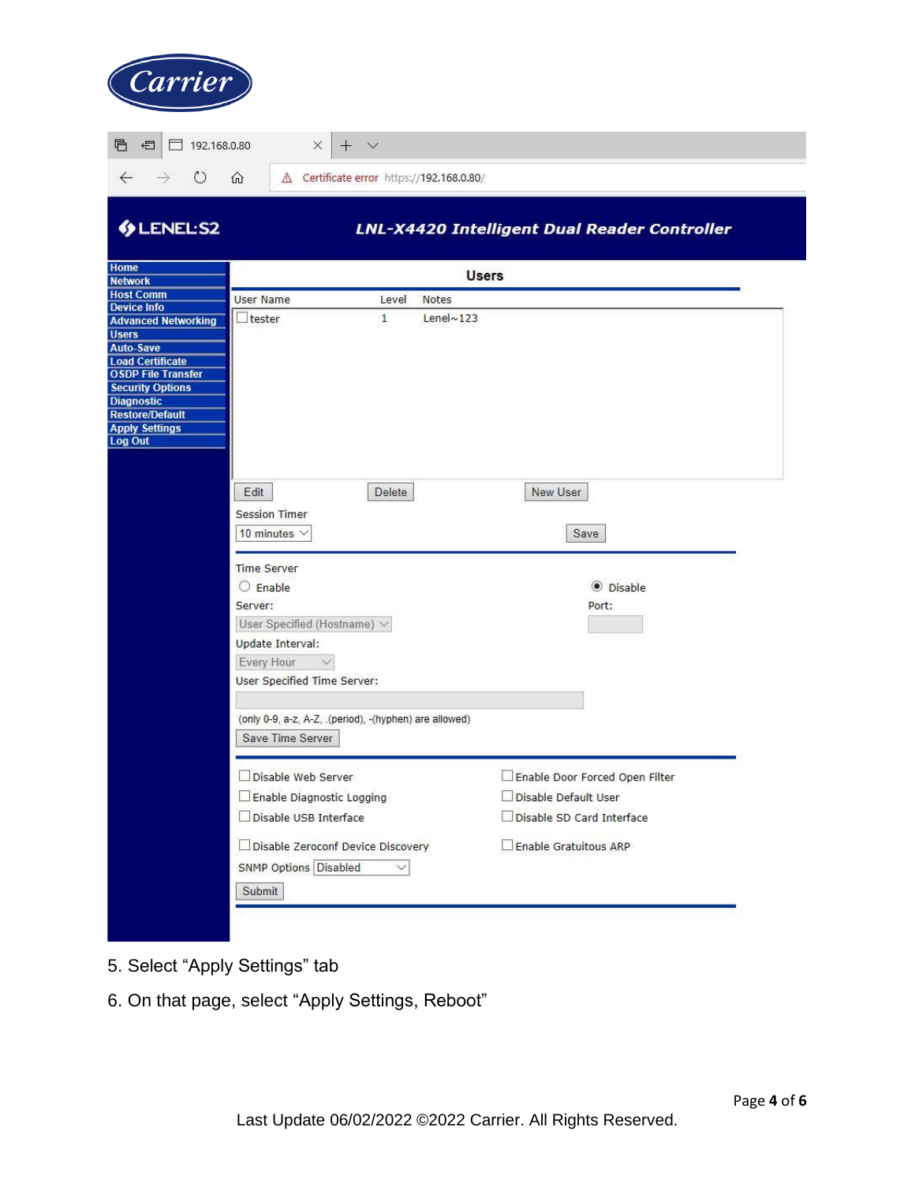5. Select "Apply Settings" tab

6. On that page, select "Apply Settings, Reboot"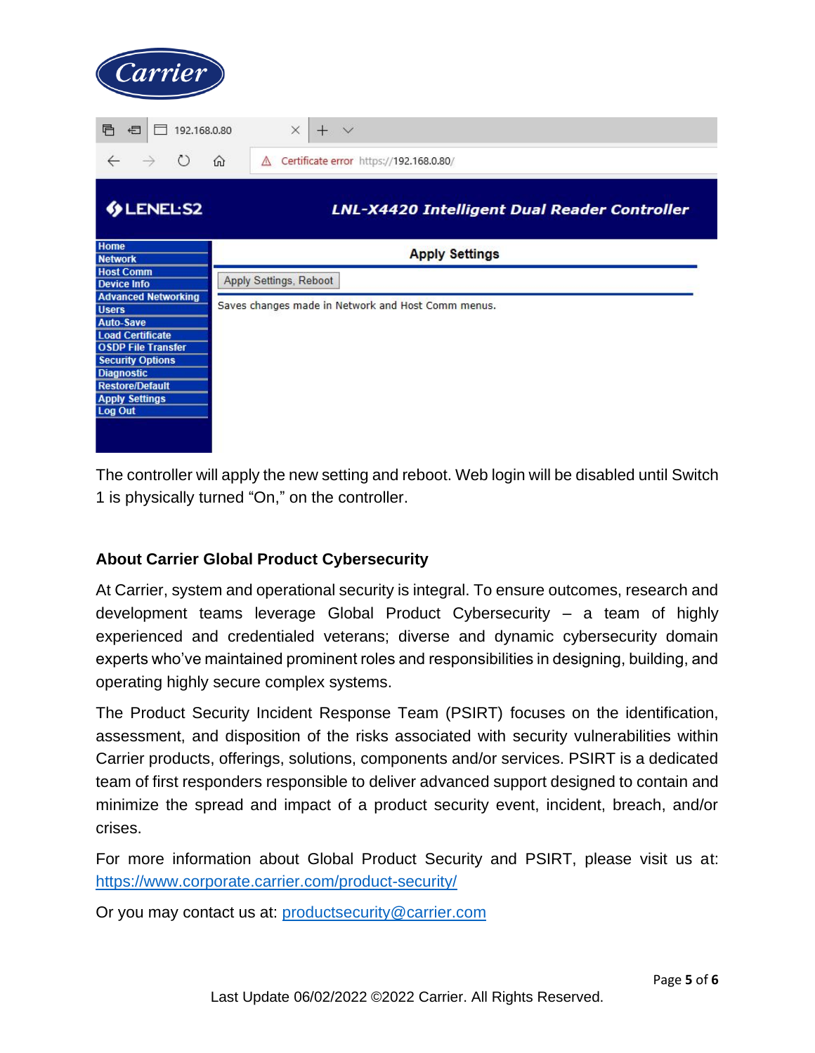The controller will apply the new setting and reboot. Web login will be disabled until Switch 1 is physically turned "On," on the controller.

## About Carrier Global Product Cybersecurity

At Carrier, system and operational security is integral. To ensure outcomes, research and development teams leverage Global Product Cybersecurity – a team of highly experienced and credentialed veterans; diverse and dynamic cybersecurity domain experts who've maintained prominent roles and responsibilities in designing, building, and operating highly secure complex systems.

The Product Security Incident Response Team (PSIRT) focuses on the identification, assessment, and disposition of the risks associated with security vulnerabilities within Carrier products, offerings, solutions, components and/or services. PSIRT is a dedicated team of first responders responsible to deliver advanced support designed to contain and minimize the spread and impact of a product security event, incident, breach, and/or crises.

For more information about Global Product Security and PSIRT, please visit us at: https://www.corporate.carrier.com/product-security/

Or you may contact us at: productsecurity@carrier.com

Last Update 06/02/2022 ©2022 Carrier. All Rights Reserved.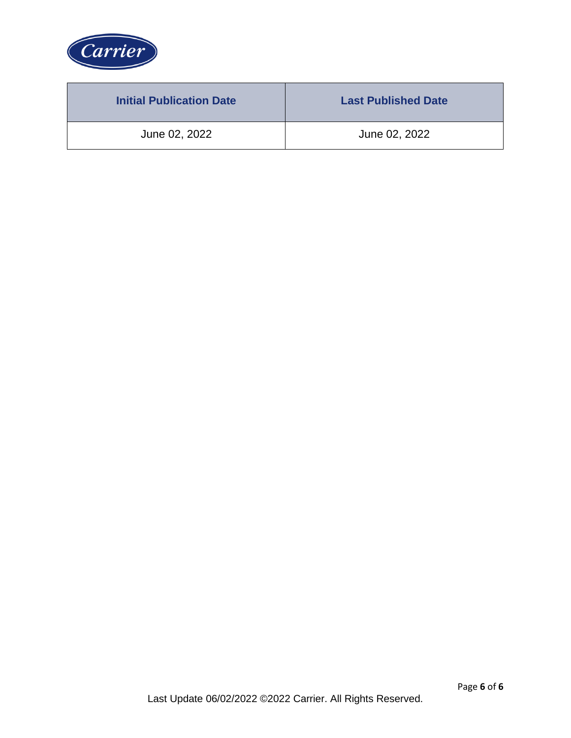| Initial Publication Date | Last Published Date |
| --- | --- |
| June 02, 2022 | June 02, 2022 |